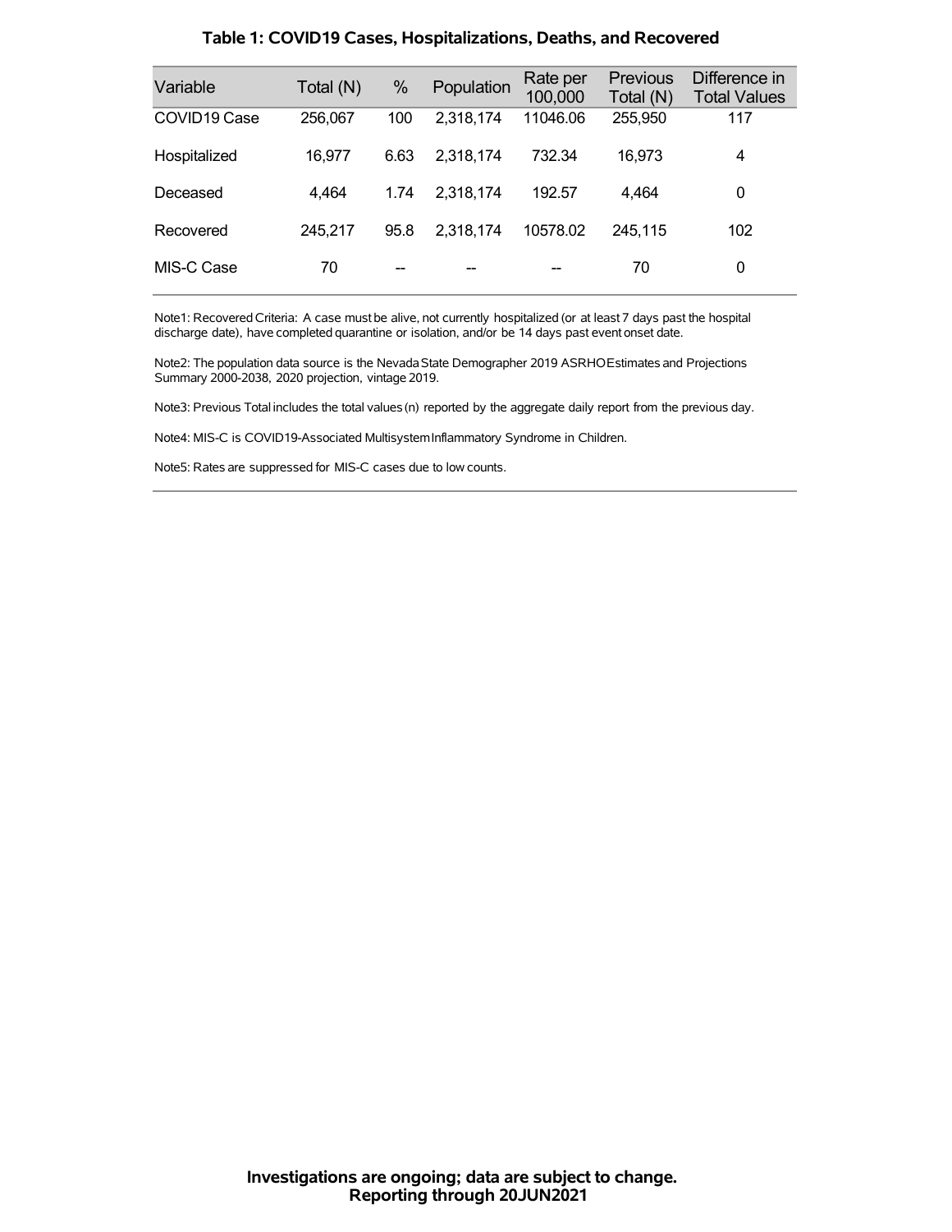### Table 1: COVID19 Cases, Hospitalizations, Deaths, and Recovered

| Variable | Total (N) | % | Population | Rate per 100,000 | Previous Total (N) | Difference in Total Values |
|---|---|---|---|---|---|---|
| COVID19 Case | 256,067 | 100 | 2,318,174 | 11046.06 | 255,950 | 117 |
| Hospitalized | 16,977 | 6.63 | 2,318,174 | 732.34 | 16,973 | 4 |
| Deceased | 4,464 | 1.74 | 2,318,174 | 192.57 | 4,464 | 0 |
| Recovered | 245,217 | 95.8 | 2,318,174 | 10578.02 | 245,115 | 102 |
| MIS-C Case | 70 | -- | -- | -- | 70 | 0 |

Note1: Recovered Criteria: A case must be alive, not currently hospitalized (or at least 7 days past the hospital discharge date), have completed quarantine or isolation, and/or be 14 days past event onset date.

Note2: The population data source is the Nevada State Demographer 2019 ASRHO Estimates and Projections Summary 2000-2038, 2020 projection, vintage 2019.

Note3: Previous Total includes the total values (n) reported by the aggregate daily report from the previous day.

Note4: MIS-C is COVID19-Associated Multisystem Inflammatory Syndrome in Children.

Note5: Rates are suppressed for MIS-C cases due to low counts.

**Investigations are ongoing; data are subject to change.**
**Reporting through 20JUN2021**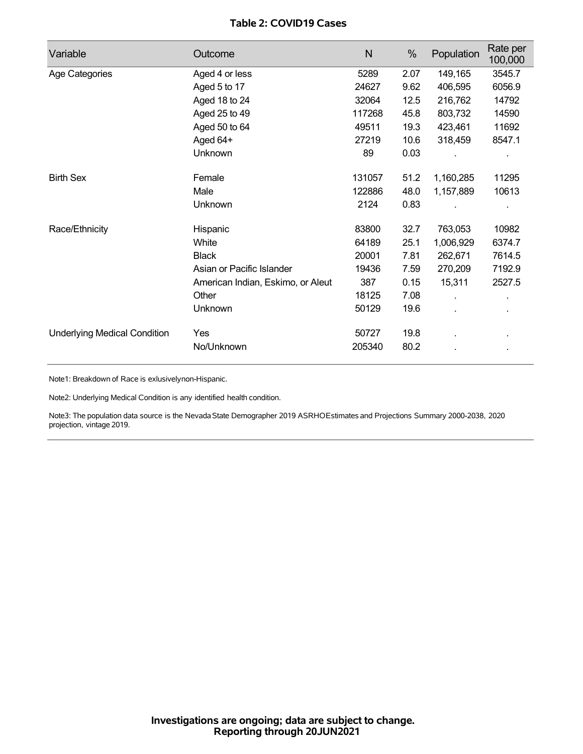## Table 2: COVID19 Cases

| Variable | Outcome | N | % | Population | Rate per 100,000 |
|---|---|---|---|---|---|
| Age Categories | Aged 4 or less | 5289 | 2.07 | 149,165 | 3545.7 |
| | Aged 5 to 17 | 24627 | 9.62 | 406,595 | 6056.9 |
| | Aged 18 to 24 | 32064 | 12.5 | 216,762 | 14792 |
| | Aged 25 to 49 | 117268 | 45.8 | 803,732 | 14590 |
| | Aged 50 to 64 | 49511 | 19.3 | 423,461 | 11692 |
| | Aged 64+ | 27219 | 10.6 | 318,459 | 8547.1 |
| | Unknown | 89 | 0.03 | . | . |
| Birth Sex | Female | 131057 | 51.2 | 1,160,285 | 11295 |
| | Male | 122886 | 48.0 | 1,157,889 | 10613 |
| | Unknown | 2124 | 0.83 | . | . |
| Race/Ethnicity | Hispanic | 83800 | 32.7 | 763,053 | 10982 |
| | White | 64189 | 25.1 | 1,006,929 | 6374.7 |
| | Black | 20001 | 7.81 | 262,671 | 7614.5 |
| | Asian or Pacific Islander | 19436 | 7.59 | 270,209 | 7192.9 |
| | American Indian, Eskimo, or Aleut | 387 | 0.15 | 15,311 | 2527.5 |
| | Other | 18125 | 7.08 | . | . |
| | Unknown | 50129 | 19.6 | . | . |
| Underlying Medical Condition | Yes | 50727 | 19.8 | . | . |
| | No/Unknown | 205340 | 80.2 | . | . |

Note1: Breakdown of Race is exlusivelynon-Hispanic.

Note2: Underlying Medical Condition is any identified health condition.

Note3: The population data source is the Nevada State Demographer 2019 ASRHOEstimates and Projections Summary 2000-2038, 2020 projection, vintage 2019.

**Investigations are ongoing; data are subject to change.**
**Reporting through 20JUN2021**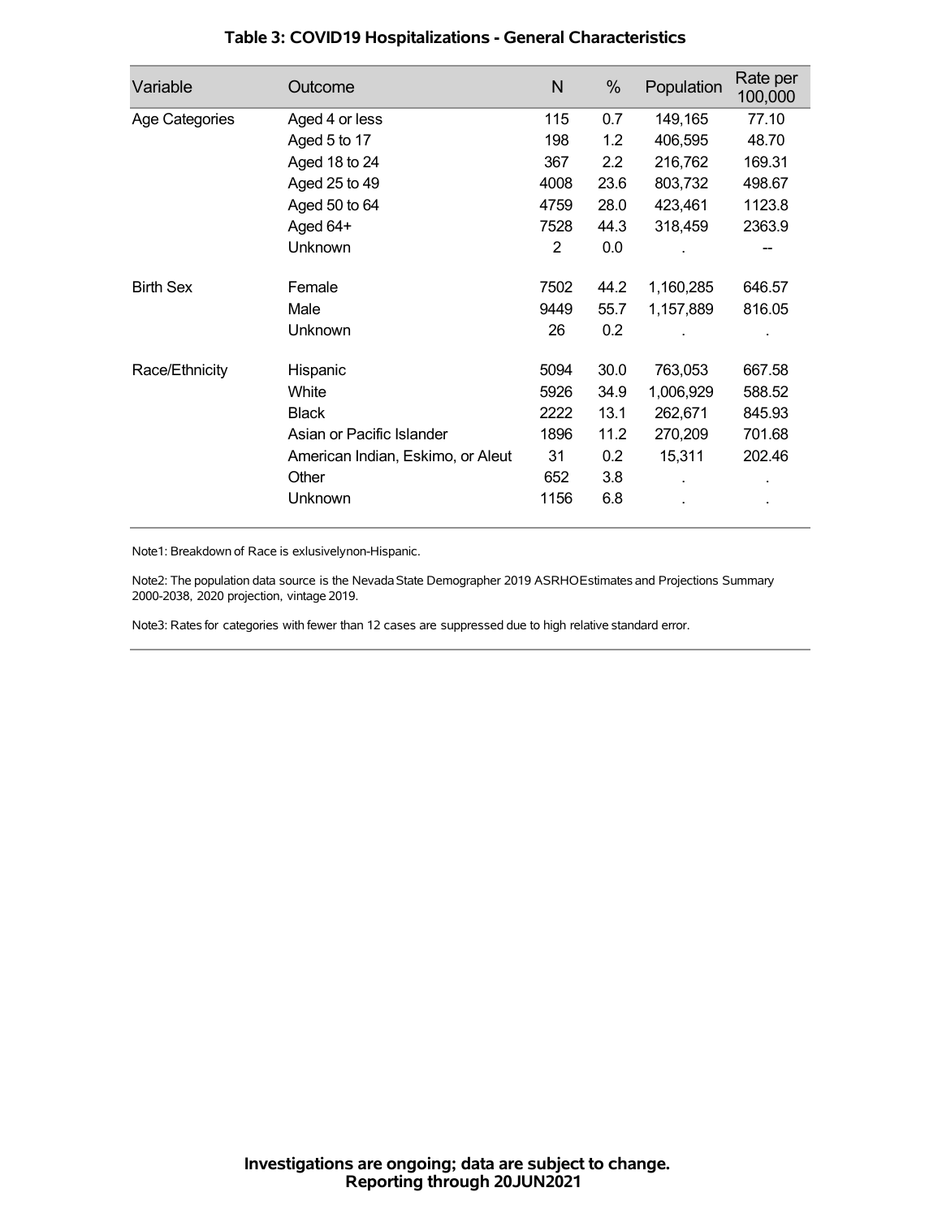## Table 3: COVID19 Hospitalizations - General Characteristics

| Variable | Outcome | N | % | Population | Rate per 100,000 |
|---|---|---|---|---|---|
| Age Categories | Aged 4 or less | 115 | 0.7 | 149,165 | 77.10 |
| | Aged 5 to 17 | 198 | 1.2 | 406,595 | 48.70 |
| | Aged 18 to 24 | 367 | 2.2 | 216,762 | 169.31 |
| | Aged 25 to 49 | 4008 | 23.6 | 803,732 | 498.67 |
| | Aged 50 to 64 | 4759 | 28.0 | 423,461 | 1123.8 |
| | Aged 64+ | 7528 | 44.3 | 318,459 | 2363.9 |
| | Unknown | 2 | 0.0 | . | -- |
| Birth Sex | Female | 7502 | 44.2 | 1,160,285 | 646.57 |
| | Male | 9449 | 55.7 | 1,157,889 | 816.05 |
| | Unknown | 26 | 0.2 | . | . |
| Race/Ethnicity | Hispanic | 5094 | 30.0 | 763,053 | 667.58 |
| | White | 5926 | 34.9 | 1,006,929 | 588.52 |
| | Black | 2222 | 13.1 | 262,671 | 845.93 |
| | Asian or Pacific Islander | 1896 | 11.2 | 270,209 | 701.68 |
| | American Indian, Eskimo, or Aleut | 31 | 0.2 | 15,311 | 202.46 |
| | Other | 652 | 3.8 | . | . |
| | Unknown | 1156 | 6.8 | . | . |

Note1: Breakdown of Race is exlusivelynon-Hispanic.

Note2: The population data source is the Nevada State Demographer 2019 ASRHOEstimates and Projections Summary 2000-2038, 2020 projection, vintage 2019.

Note3: Rates for categories with fewer than 12 cases are suppressed due to high relative standard error.

**Investigations are ongoing; data are subject to change.**
**Reporting through 20JUN2021**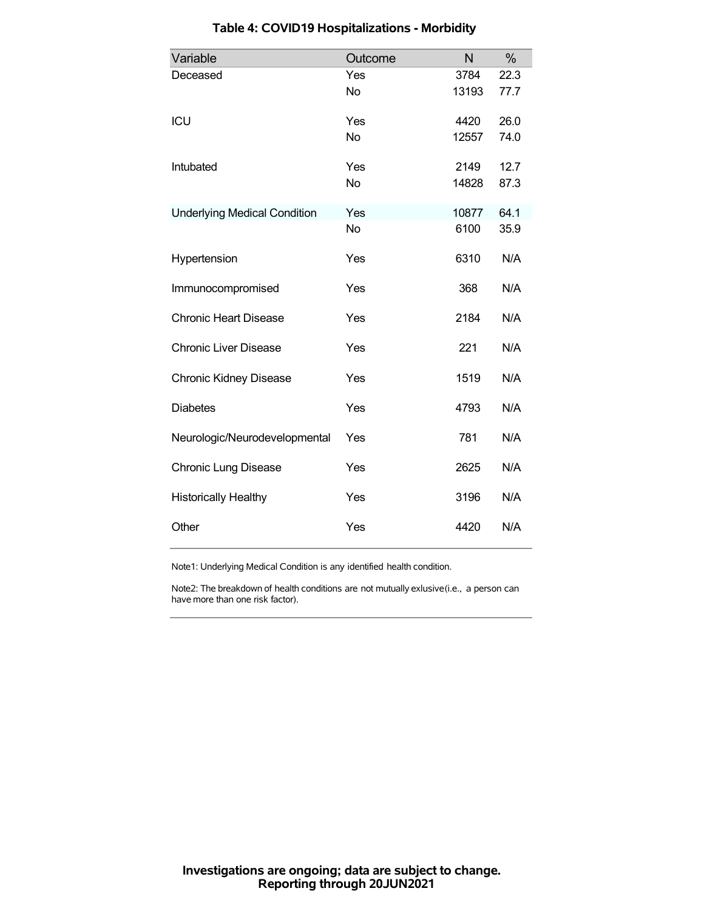## Table 4: COVID19 Hospitalizations - Morbidity

| Variable | Outcome | N | % |
|---|---|---|---|
| Deceased | Yes | 3784 | 22.3 |
| | No | 13193 | 77.7 |
| ICU | Yes | 4420 | 26.0 |
| | No | 12557 | 74.0 |
| Intubated | Yes | 2149 | 12.7 |
| | No | 14828 | 87.3 |
| Underlying Medical Condition | Yes | 10877 | 64.1 |
| | No | 6100 | 35.9 |
| Hypertension | Yes | 6310 | N/A |
| Immunocompromised | Yes | 368 | N/A |
| Chronic Heart Disease | Yes | 2184 | N/A |
| Chronic Liver Disease | Yes | 221 | N/A |
| Chronic Kidney Disease | Yes | 1519 | N/A |
| Diabetes | Yes | 4793 | N/A |
| Neurologic/Neurodevelopmental | Yes | 781 | N/A |
| Chronic Lung Disease | Yes | 2625 | N/A |
| Historically Healthy | Yes | 3196 | N/A |
| Other | Yes | 4420 | N/A |

Note1: Underlying Medical Condition is any identified health condition.

Note2: The breakdown of health conditions are not mutually exlusive(i.e., a person can have more than one risk factor).

**Investigations are ongoing; data are subject to change.**
**Reporting through 20JUN2021**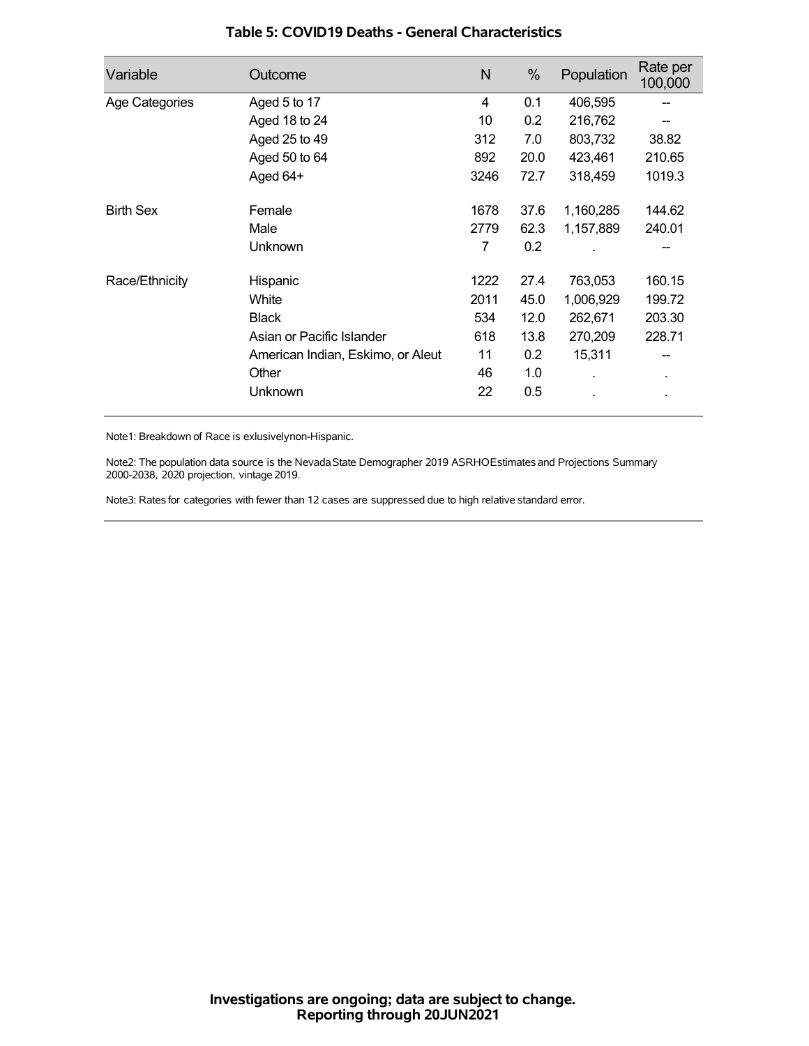**Table 5: COVID19 Deaths - General Characteristics**

| Variable | Outcome | N | % | Population | Rate per 100,000 |
|---|---|---|---|---|---|
| Age Categories | Aged 5 to 17 | 4 | 0.1 | 406,595 | -- |
| | Aged 18 to 24 | 10 | 0.2 | 216,762 | -- |
| | Aged 25 to 49 | 312 | 7.0 | 803,732 | 38.82 |
| | Aged 50 to 64 | 892 | 20.0 | 423,461 | 210.65 |
| | Aged 64+ | 3246 | 72.7 | 318,459 | 1019.3 |
| Birth Sex | Female | 1678 | 37.6 | 1,160,285 | 144.62 |
| | Male | 2779 | 62.3 | 1,157,889 | 240.01 |
| | Unknown | 7 | 0.2 | . | -- |
| Race/Ethnicity | Hispanic | 1222 | 27.4 | 763,053 | 160.15 |
| | White | 2011 | 45.0 | 1,006,929 | 199.72 |
| | Black | 534 | 12.0 | 262,671 | 203.30 |
| | Asian or Pacific Islander | 618 | 13.8 | 270,209 | 228.71 |
| | American Indian, Eskimo, or Aleut | 11 | 0.2 | 15,311 | -- |
| | Other | 46 | 1.0 | . | . |
| | Unknown | 22 | 0.5 | . | . |

Note1: Breakdown of Race is exlusivelynon-Hispanic.

Note2: The population data source is the Nevada State Demographer 2019 ASRHOEstimates and Projections Summary 2000-2038, 2020 projection, vintage 2019.

Note3: Rates for categories with fewer than 12 cases are suppressed due to high relative standard error.

**Investigations are ongoing; data are subject to change.**
**Reporting through 20JUN2021**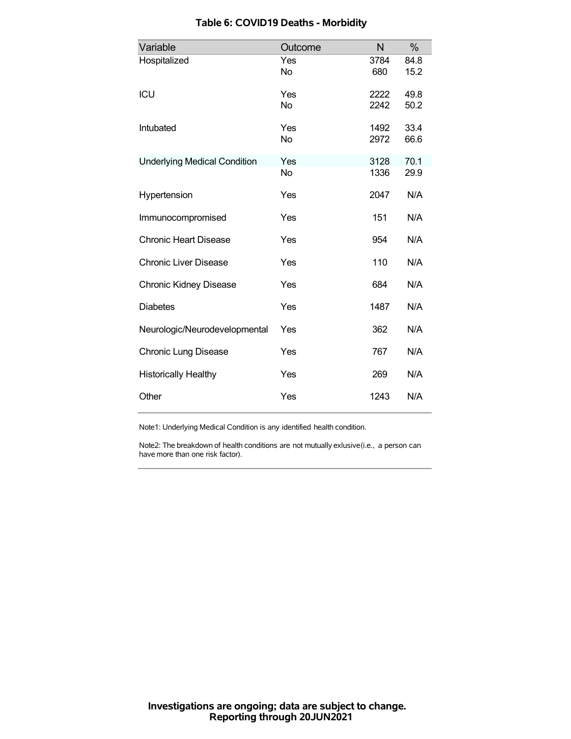## Table 6: COVID19 Deaths - Morbidity

| Variable | Outcome | N | % |
|---|---|---|---|
| Hospitalized | Yes | 3784 | 84.8 |
| | No | 680 | 15.2 |
| ICU | Yes | 2222 | 49.8 |
| | No | 2242 | 50.2 |
| Intubated | Yes | 1492 | 33.4 |
| | No | 2972 | 66.6 |
| Underlying Medical Condition | Yes | 3128 | 70.1 |
| | No | 1336 | 29.9 |
| Hypertension | Yes | 2047 | N/A |
| Immunocompromised | Yes | 151 | N/A |
| Chronic Heart Disease | Yes | 954 | N/A |
| Chronic Liver Disease | Yes | 110 | N/A |
| Chronic Kidney Disease | Yes | 684 | N/A |
| Diabetes | Yes | 1487 | N/A |
| Neurologic/Neurodevelopmental | Yes | 362 | N/A |
| Chronic Lung Disease | Yes | 767 | N/A |
| Historically Healthy | Yes | 269 | N/A |
| Other | Yes | 1243 | N/A |

Note1: Underlying Medical Condition is any identified health condition.

Note2: The breakdown of health conditions are not mutually exlusive(i.e., a person can have more than one risk factor).

**Investigations are ongoing; data are subject to change.**
**Reporting through 20JUN2021**